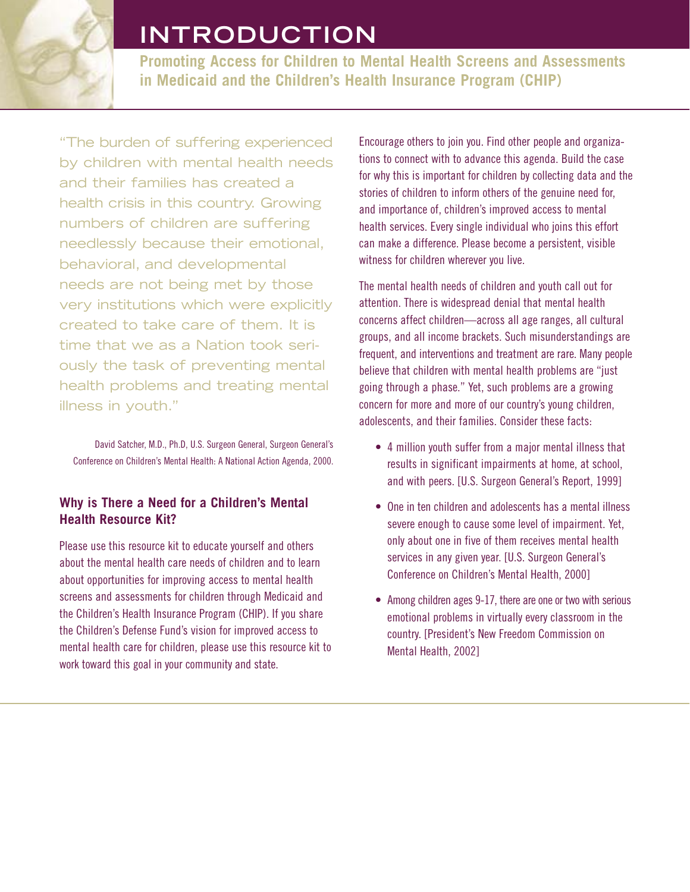# INTRODUCTION

**Promoting Access for Children to Mental Health Screens and Assessments in Medicaid and the Children's Health Insurance Program (CHIP)**

"The burden of suffering experienced by children with mental health needs and their families has created a health crisis in this country. Growing numbers of children are suffering needlessly because their emotional, behavioral, and developmental needs are not being met by those very institutions which were explicitly created to take care of them. It is time that we as a Nation took seriously the task of preventing mental health problems and treating mental illness in youth."

David Satcher, M.D., Ph.D, U.S. Surgeon General, Surgeon General's Conference on Children's Mental Health: A National Action Agenda, 2000.

## Why is There a Need for a Children's Mental Health Resource Kit?

Please use this resource kit to educate yourself and others about the mental health care needs of children and to learn about opportunities for improving access to mental health screens and assessments for children through Medicaid and the Children's Health Insurance Program (CHIP). If you share the Children's Defense Fund's vision for improved access to mental health care for children, please use this resource kit to work toward this goal in your community and state.

Encourage others to join you. Find other people and organizations to connect with to advance this agenda. Build the case for why this is important for children by collecting data and the stories of children to inform others of the genuine need for, and importance of, children's improved access to mental health services. Every single individual who joins this effort can make a difference. Please become a persistent, visible witness for children wherever you live.

The mental health needs of children and youth call out for attention. There is widespread denial that mental health concerns affect children—across all age ranges, all cultural groups, and all income brackets. Such misunderstandings are frequent, and interventions and treatment are rare. Many people believe that children with mental health problems are "just going through a phase." Yet, such problems are a growing concern for more and more of our country's young children, adolescents, and their families. Consider these facts:

- 4 million youth suffer from a major mental illness that results in significant impairments at home, at school, and with peers. [U.S. Surgeon General's Report, 1999]
- One in ten children and adolescents has a mental illness severe enough to cause some level of impairment. Yet, only about one in five of them receives mental health services in any given year. [U.S. Surgeon General's Conference on Children's Mental Health, 2000]
- Among children ages 9-17, there are one or two with serious emotional problems in virtually every classroom in the country. [President's New Freedom Commission on Mental Health, 2002]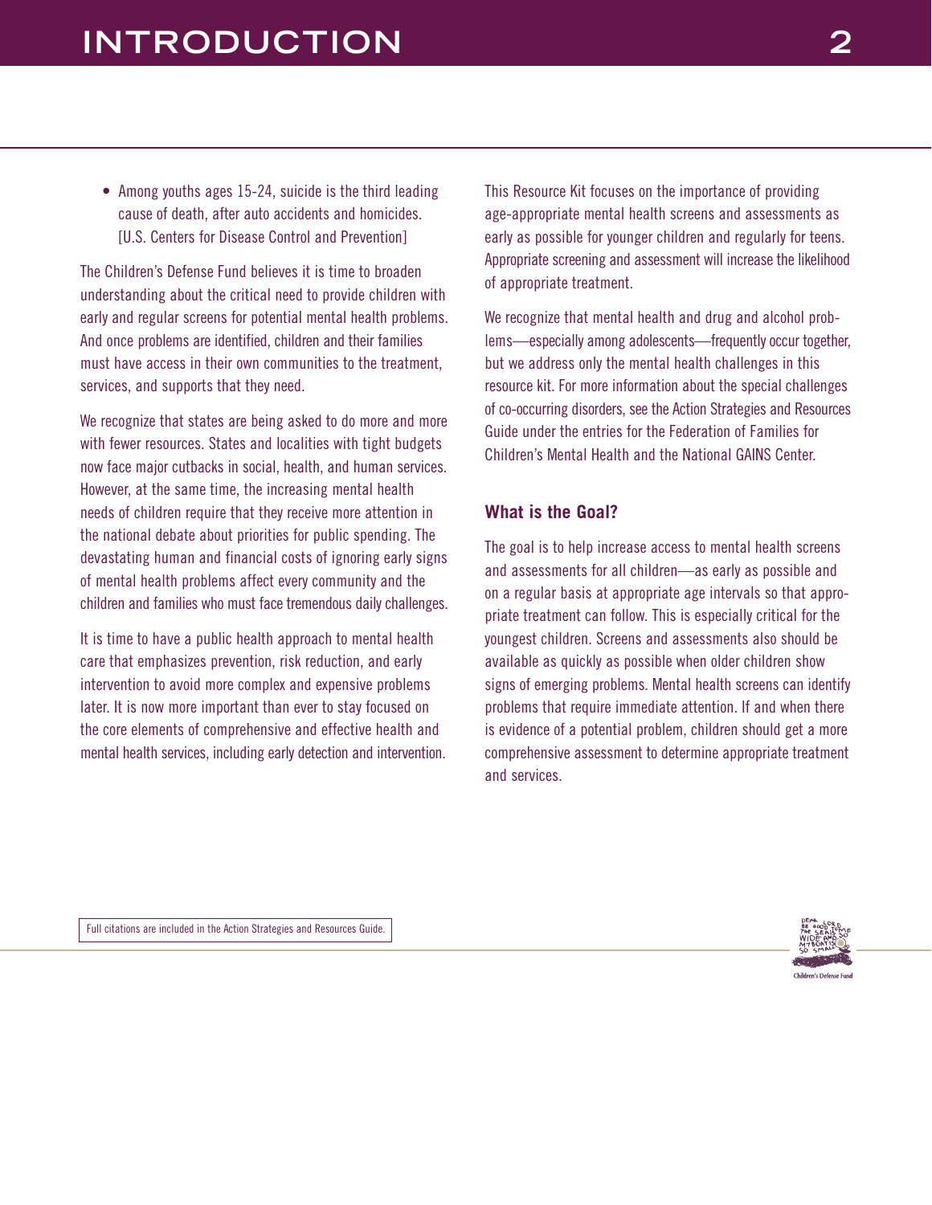- Among youths ages 15-24, suicide is the third leading cause of death, after auto accidents and homicides. [U.S. Centers for Disease Control and Prevention]

The Children's Defense Fund believes it is time to broaden understanding about the critical need to provide children with early and regular screens for potential mental health problems. And once problems are identified, children and their families must have access in their own communities to the treatment, services, and supports that they need.

We recognize that states are being asked to do more and more with fewer resources. States and localities with tight budgets now face major cutbacks in social, health, and human services. However, at the same time, the increasing mental health needs of children require that they receive more attention in the national debate about priorities for public spending. The devastating human and financial costs of ignoring early signs of mental health problems affect every community and the children and families who must face tremendous daily challenges.

It is time to have a public health approach to mental health care that emphasizes prevention, risk reduction, and early intervention to avoid more complex and expensive problems later. It is now more important than ever to stay focused on the core elements of comprehensive and effective health and mental health services, including early detection and intervention.

This Resource Kit focuses on the importance of providing age-appropriate mental health screens and assessments as early as possible for younger children and regularly for teens. Appropriate screening and assessment will increase the likelihood of appropriate treatment.

We recognize that mental health and drug and alcohol problems—especially among adolescents—frequently occur together, but we address only the mental health challenges in this resource kit. For more information about the special challenges of co-occurring disorders, see the Action Strategies and Resources Guide under the entries for the Federation of Families for Children's Mental Health and the National GAINS Center.

### What is the Goal?

The goal is to help increase access to mental health screens and assessments for all children—as early as possible and on a regular basis at appropriate age intervals so that appropriate treatment can follow. This is especially critical for the youngest children. Screens and assessments also should be available as quickly as possible when older children show signs of emerging problems. Mental health screens can identify problems that require immediate attention. If and when there is evidence of a potential problem, children should get a more comprehensive assessment to determine appropriate treatment and services.

Full citations are included in the Action Strategies and Resources Guide.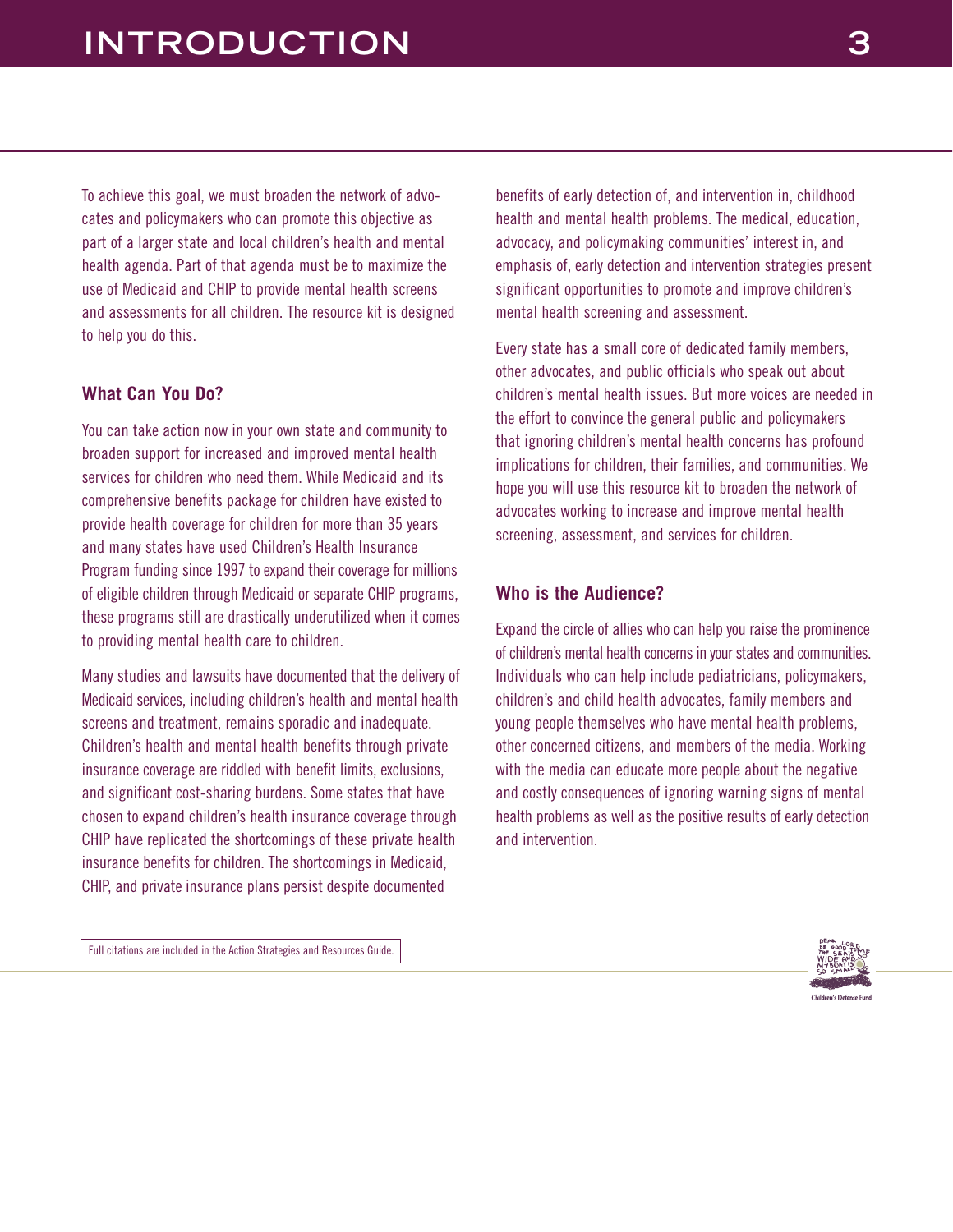To achieve this goal, we must broaden the network of advocates and policymakers who can promote this objective as part of a larger state and local children's health and mental health agenda. Part of that agenda must be to maximize the use of Medicaid and CHIP to provide mental health screens and assessments for all children. The resource kit is designed to help you do this.

### What Can You Do?

You can take action now in your own state and community to broaden support for increased and improved mental health services for children who need them. While Medicaid and its comprehensive benefits package for children have existed to provide health coverage for children for more than 35 years and many states have used Children's Health Insurance Program funding since 1997 to expand their coverage for millions of eligible children through Medicaid or separate CHIP programs, these programs still are drastically underutilized when it comes to providing mental health care to children.

Many studies and lawsuits have documented that the delivery of Medicaid services, including children's health and mental health screens and treatment, remains sporadic and inadequate. Children's health and mental health benefits through private insurance coverage are riddled with benefit limits, exclusions, and significant cost-sharing burdens. Some states that have chosen to expand children's health insurance coverage through CHIP have replicated the shortcomings of these private health insurance benefits for children. The shortcomings in Medicaid, CHIP, and private insurance plans persist despite documented benefits of early detection of, and intervention in, childhood health and mental health problems. The medical, education, advocacy, and policymaking communities' interest in, and emphasis of, early detection and intervention strategies present significant opportunities to promote and improve children's mental health screening and assessment.

Every state has a small core of dedicated family members, other advocates, and public officials who speak out about children's mental health issues. But more voices are needed in the effort to convince the general public and policymakers that ignoring children's mental health concerns has profound implications for children, their families, and communities. We hope you will use this resource kit to broaden the network of advocates working to increase and improve mental health screening, assessment, and services for children.

### Who is the Audience?

Expand the circle of allies who can help you raise the prominence of children's mental health concerns in your states and communities. Individuals who can help include pediatricians, policymakers, children's and child health advocates, family members and young people themselves who have mental health problems, other concerned citizens, and members of the media. Working with the media can educate more people about the negative and costly consequences of ignoring warning signs of mental health problems as well as the positive results of early detection and intervention.

Full citations are included in the Action Strategies and Resources Guide.